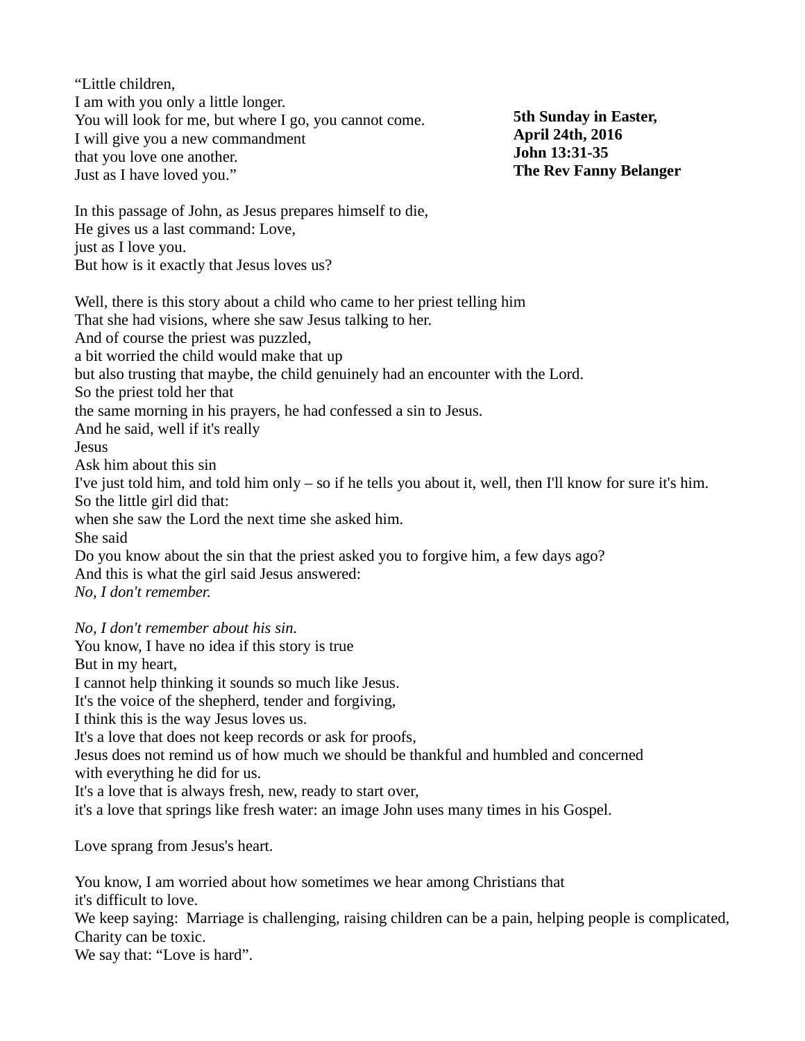**5th Sunday in Easter,**
**April 24th, 2016**
**John 13:31-35**
**The Rev Fanny Belanger**

"Little children,
I am with you only a little longer.
You will look for me, but where I go, you cannot come.
I will give you a new commandment
that you love one another.
Just as I have loved you."

In this passage of John, as Jesus prepares himself to die,
He gives us a last command: Love,
just as I love you.
But how is it exactly that Jesus loves us?

Well, there is this story about a child who came to her priest telling him
That she had visions, where she saw Jesus talking to her.
And of course the priest was puzzled,
a bit worried the child would make that up
but also trusting that maybe, the child genuinely had an encounter with the Lord.
So the priest told her that
the same morning in his prayers, he had confessed a sin to Jesus.
And he said, well if it's really
Jesus
Ask him about this sin
I've just told him, and told him only – so if he tells you about it, well, then I'll know for sure it's him.
So the little girl did that:
when she saw the Lord the next time she asked him.
She said
Do you know about the sin that the priest asked you to forgive him, a few days ago?
And this is what the girl said Jesus answered:
*No, I don't remember.*

*No, I don't remember about his sin.*
You know, I have no idea if this story is true
But in my heart,
I cannot help thinking it sounds so much like Jesus.
It's the voice of the shepherd, tender and forgiving,
I think this is the way Jesus loves us.
It's a love that does not keep records or ask for proofs,
Jesus does not remind us of how much we should be thankful and humbled and concerned
with everything he did for us.
It's a love that is always fresh, new, ready to start over,
it's a love that springs like fresh water: an image John uses many times in his Gospel.

Love sprang from Jesus's heart.

You know, I am worried about how sometimes we hear among Christians that
it's difficult to love.
We keep saying: Marriage is challenging, raising children can be a pain, helping people is complicated,
Charity can be toxic.
We say that: "Love is hard".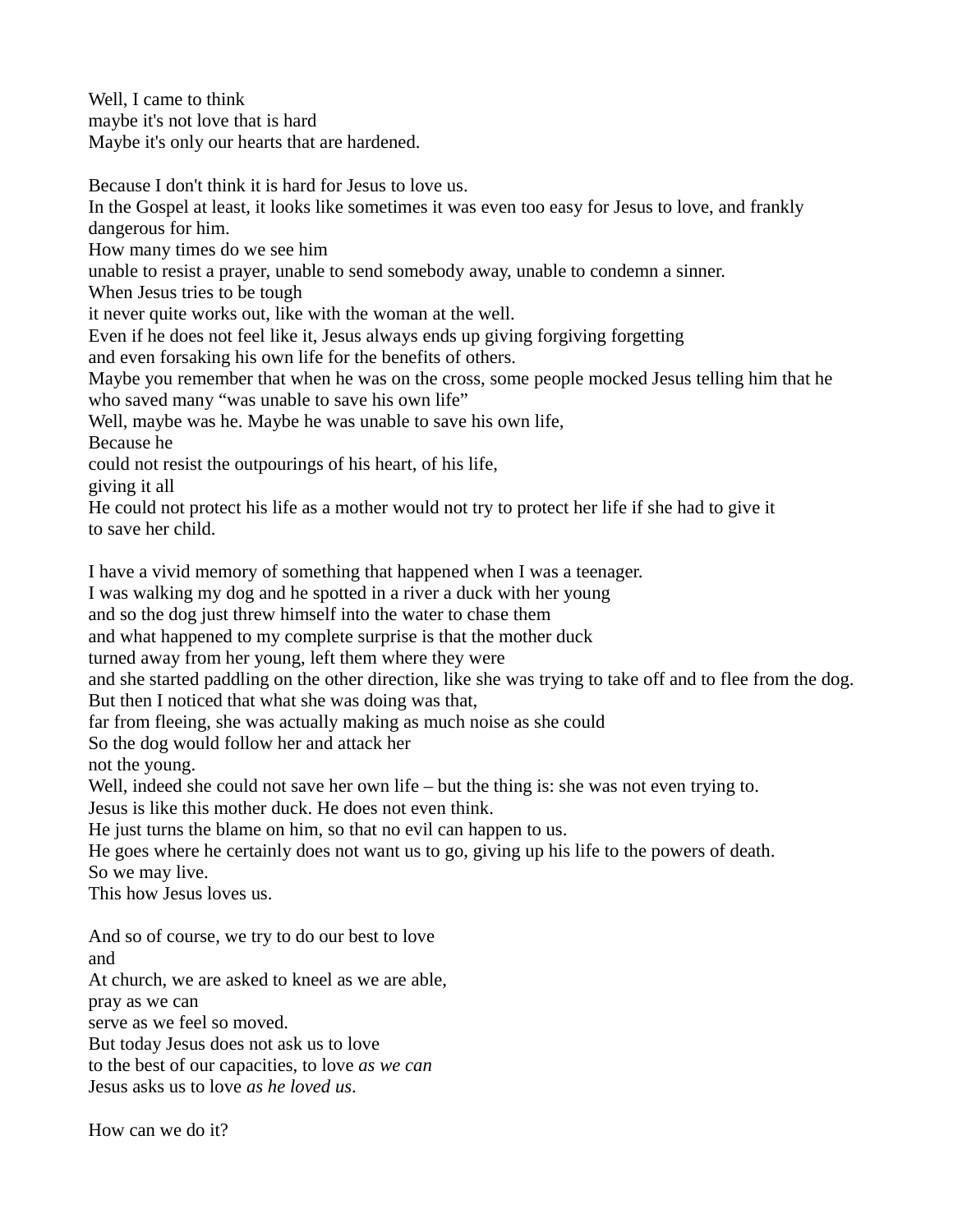Well, I came to think
maybe it's not love that is hard
Maybe it's only our hearts that are hardened.

Because I don't think it is hard for Jesus to love us.
In the Gospel at least, it looks like sometimes it was even too easy for Jesus to love, and frankly dangerous for him.
How many times do we see him
unable to resist a prayer, unable to send somebody away, unable to condemn a sinner.
When Jesus tries to be tough
it never quite works out, like with the woman at the well.
Even if he does not feel like it, Jesus always ends up giving forgiving forgetting
and even forsaking his own life for the benefits of others.
Maybe you remember that when he was on the cross, some people mocked Jesus telling him that he who saved many "was unable to save his own life"
Well, maybe was he. Maybe he was unable to save his own life,
Because he
could not resist the outpourings of his heart, of his life,
giving it all
He could not protect his life as a mother would not try to protect her life if she had to give it to save her child.

I have a vivid memory of something that happened when I was a teenager.
I was walking my dog and he spotted in a river a duck with her young
and so the dog just threw himself into the water to chase them
and what happened to my complete surprise is that the mother duck
turned away from her young, left them where they were
and she started paddling on the other direction, like she was trying to take off and to flee from the dog.
But then I noticed that what she was doing was that,
far from fleeing, she was actually making as much noise as she could
So the dog would follow her and attack her
not the young.
Well, indeed she could not save her own life – but the thing is: she was not even trying to.
Jesus is like this mother duck. He does not even think.
He just turns the blame on him, so that no evil can happen to us.
He goes where he certainly does not want us to go, giving up his life to the powers of death.
So we may live.
This how Jesus loves us.

And so of course, we try to do our best to love
and
At church, we are asked to kneel as we are able,
pray as we can
serve as we feel so moved.
But today Jesus does not ask us to love
to the best of our capacities, to love *as we can*
Jesus asks us to love *as he loved us*.

How can we do it?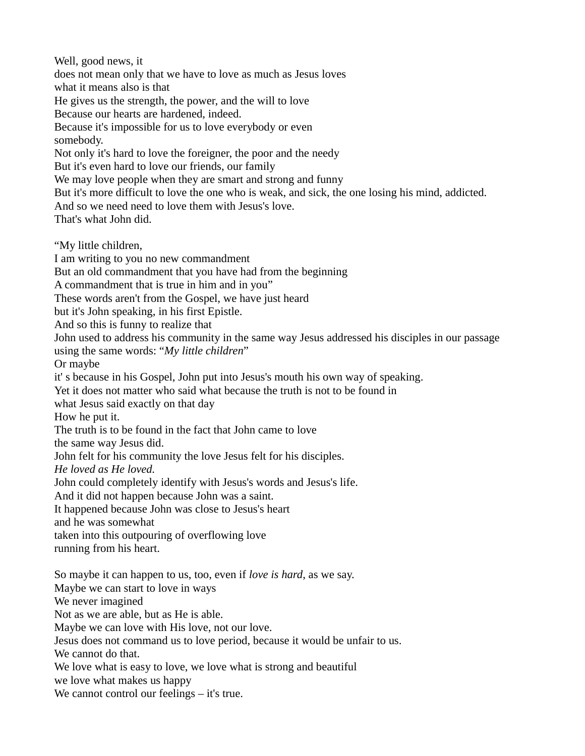Well, good news, it
does not mean only that we have to love as much as Jesus loves
what it means also is that
He gives us the strength, the power, and the will to love
Because our hearts are hardened, indeed.
Because it's impossible for us to love everybody or even
somebody.
Not only it's hard to love the foreigner, the poor and the needy
But it's even hard to love our friends, our family
We may love people when they are smart and strong and funny
But it's more difficult to love the one who is weak, and sick, the one losing his mind, addicted.
And so we need need to love them with Jesus's love.
That's what John did.

"My little children,
I am writing to you no new commandment
But an old commandment that you have had from the beginning
A commandment that is true in him and in you"
These words aren't from the Gospel, we have just heard
but it's John speaking, in his first Epistle.
And so this is funny to realize that
John used to address his community in the same way Jesus addressed his disciples in our passage
using the same words: "*My little children*"
Or maybe
it' s because in his Gospel, John put into Jesus's mouth his own way of speaking.
Yet it does not matter who said what because the truth is not to be found in
what Jesus said exactly on that day
How he put it.
The truth is to be found in the fact that John came to love
the same way Jesus did.
John felt for his community the love Jesus felt for his disciples.
*He loved as He loved.*
John could completely identify with Jesus's words and Jesus's life.
And it did not happen because John was a saint.
It happened because John was close to Jesus's heart
and he was somewhat
taken into this outpouring of overflowing love
running from his heart.

So maybe it can happen to us, too, even if *love is hard*, as we say.
Maybe we can start to love in ways
We never imagined
Not as we are able, but as He is able.
Maybe we can love with His love, not our love.
Jesus does not command us to love period, because it would be unfair to us.
We cannot do that.
We love what is easy to love, we love what is strong and beautiful
we love what makes us happy
We cannot control our feelings – it's true.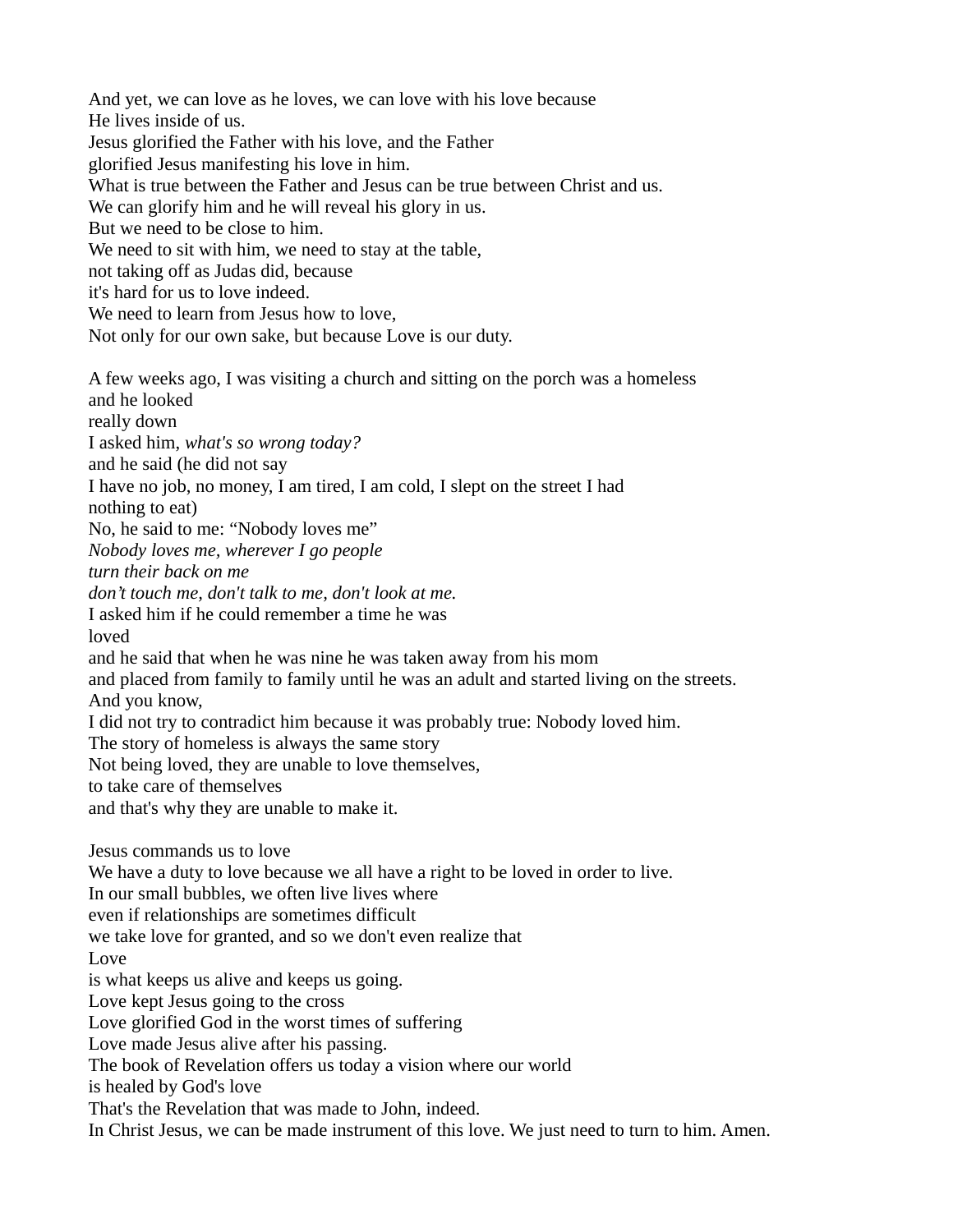And yet, we can love as he loves, we can love with his love because
He lives inside of us.
Jesus glorified the Father with his love, and the Father
glorified Jesus manifesting his love in him.
What is true between the Father and Jesus can be true between Christ and us.
We can glorify him and he will reveal his glory in us.
But we need to be close to him.
We need to sit with him, we need to stay at the table,
not taking off as Judas did, because
it's hard for us to love indeed.
We need to learn from Jesus how to love,
Not only for our own sake, but because Love is our duty.

A few weeks ago, I was visiting a church and sitting on the porch was a homeless
and he looked
really down
I asked him, *what's so wrong today?*
and he said (he did not say
I have no job, no money, I am tired, I am cold, I slept on the street I had
nothing to eat)
No, he said to me: "Nobody loves me"
*Nobody loves me, wherever I go people*
*turn their back on me*
*don't touch me, don't talk to me, don't look at me.*
I asked him if he could remember a time he was
loved
and he said that when he was nine he was taken away from his mom
and placed from family to family until he was an adult and started living on the streets.
And you know,
I did not try to contradict him because it was probably true: Nobody loved him.
The story of homeless is always the same story
Not being loved, they are unable to love themselves,
to take care of themselves
and that's why they are unable to make it.

Jesus commands us to love
We have a duty to love because we all have a right to be loved in order to live.
In our small bubbles, we often live lives where
even if relationships are sometimes difficult
we take love for granted, and so we don't even realize that
Love
is what keeps us alive and keeps us going.
Love kept Jesus going to the cross
Love glorified God in the worst times of suffering
Love made Jesus alive after his passing.
The book of Revelation offers us today a vision where our world
is healed by God's love
That's the Revelation that was made to John, indeed.
In Christ Jesus, we can be made instrument of this love. We just need to turn to him. Amen.